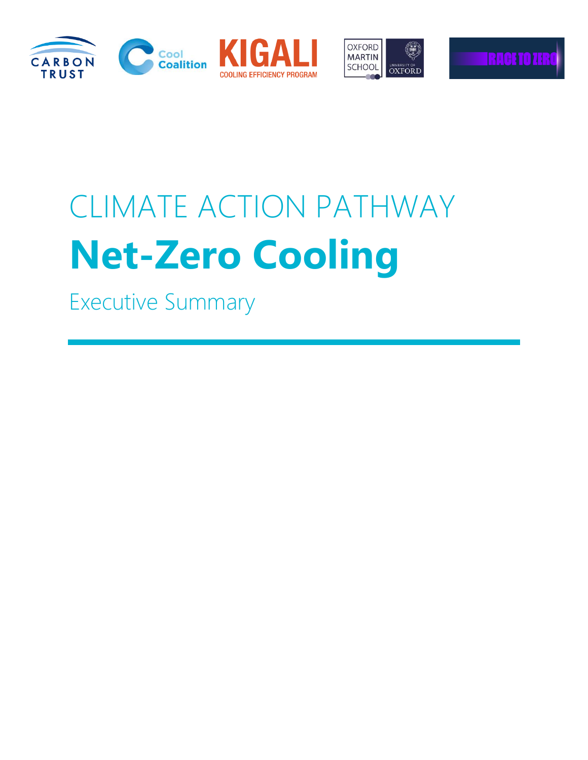CLIMATE ACTION PATHWAY

# Net-Zero Cooling

Executive Summary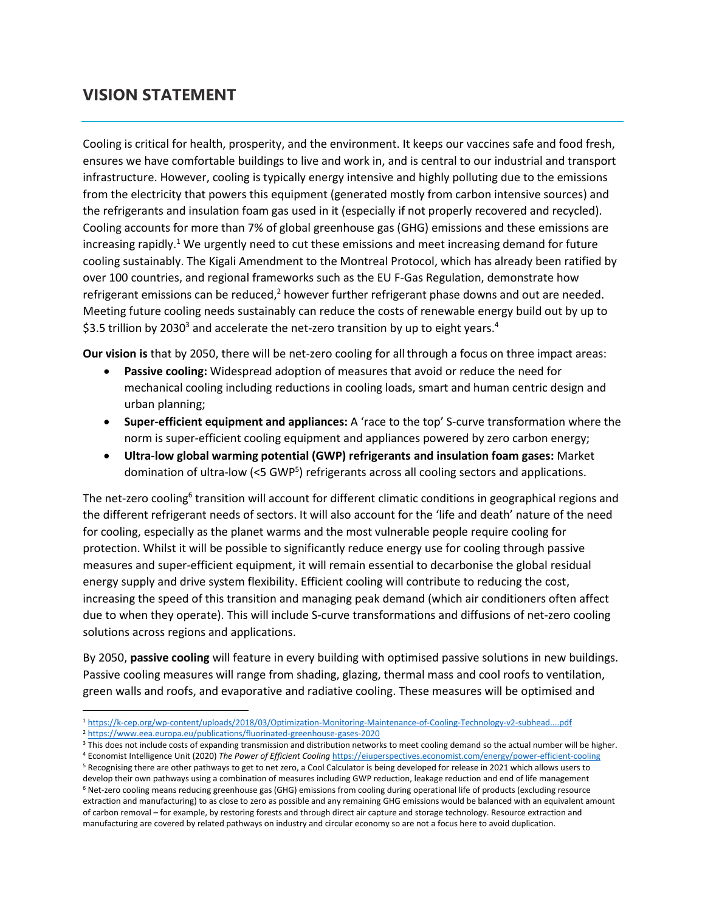## VISION STATEMENT

Cooling is critical for health, prosperity, and the environment. It keeps our vaccines safe and food fresh, ensures we have comfortable buildings to live and work in, and is central to our industrial and transport infrastructure. However, cooling is typically energy intensive and highly polluting due to the emissions from the electricity that powers this equipment (generated mostly from carbon intensive sources) and the refrigerants and insulation foam gas used in it (especially if not properly recovered and recycled). Cooling accounts for more than 7% of global greenhouse gas (GHG) emissions and these emissions are increasing rapidly.[1] We urgently need to cut these emissions and meet increasing demand for future cooling sustainably. The Kigali Amendment to the Montreal Protocol, which has already been ratified by over 100 countries, and regional frameworks such as the EU F-Gas Regulation, demonstrate how refrigerant emissions can be reduced,[2] however further refrigerant phase downs and out are needed. Meeting future cooling needs sustainably can reduce the costs of renewable energy build out by up to $3.5 trillion by 2030[3] and accelerate the net-zero transition by up to eight years.[4]

**Our vision is** that by 2050, there will be net-zero cooling for all through a focus on three impact areas:

- **Passive cooling:** Widespread adoption of measures that avoid or reduce the need for mechanical cooling including reductions in cooling loads, smart and human centric design and urban planning;
- **Super-efficient equipment and appliances:** A 'race to the top' S-curve transformation where the norm is super-efficient cooling equipment and appliances powered by zero carbon energy;
- **Ultra-low global warming potential (GWP) refrigerants and insulation foam gases:** Market domination of ultra-low (<5 GWP[5]) refrigerants across all cooling sectors and applications.

The net-zero cooling[6] transition will account for different climatic conditions in geographical regions and the different refrigerant needs of sectors. It will also account for the 'life and death' nature of the need for cooling, especially as the planet warms and the most vulnerable people require cooling for protection. Whilst it will be possible to significantly reduce energy use for cooling through passive measures and super-efficient equipment, it will remain essential to decarbonise the global residual energy supply and drive system flexibility. Efficient cooling will contribute to reducing the cost, increasing the speed of this transition and managing peak demand (which air conditioners often affect due to when they operate). This will include S-curve transformations and diffusions of net-zero cooling solutions across regions and applications.

By 2050, **passive cooling** will feature in every building with optimised passive solutions in new buildings. Passive cooling measures will range from shading, glazing, thermal mass and cool roofs to ventilation, green walls and roofs, and evaporative and radiative cooling. These measures will be optimised and

---

[1] https://k-cep.org/wp-content/uploads/2018/03/Optimization-Monitoring-Maintenance-of-Cooling-Technology-v2-subhead....pdf

[2] https://www.eea.europa.eu/publications/fluorinated-greenhouse-gases-2020

[3] This does not include costs of expanding transmission and distribution networks to meet cooling demand so the actual number will be higher.

[4] Economist Intelligence Unit (2020) *The Power of Efficient Cooling* https://eiuperspectives.economist.com/energy/power-efficient-cooling

[5] Recognising there are other pathways to get to net zero, a Cool Calculator is being developed for release in 2021 which allows users to develop their own pathways using a combination of measures including GWP reduction, leakage reduction and end of life management

[6] Net-zero cooling means reducing greenhouse gas (GHG) emissions from cooling during operational life of products (excluding resource extraction and manufacturing) to as close to zero as possible and any remaining GHG emissions would be balanced with an equivalent amount of carbon removal – for example, by restoring forests and through direct air capture and storage technology. Resource extraction and manufacturing are covered by related pathways on industry and circular economy so are not a focus here to avoid duplication.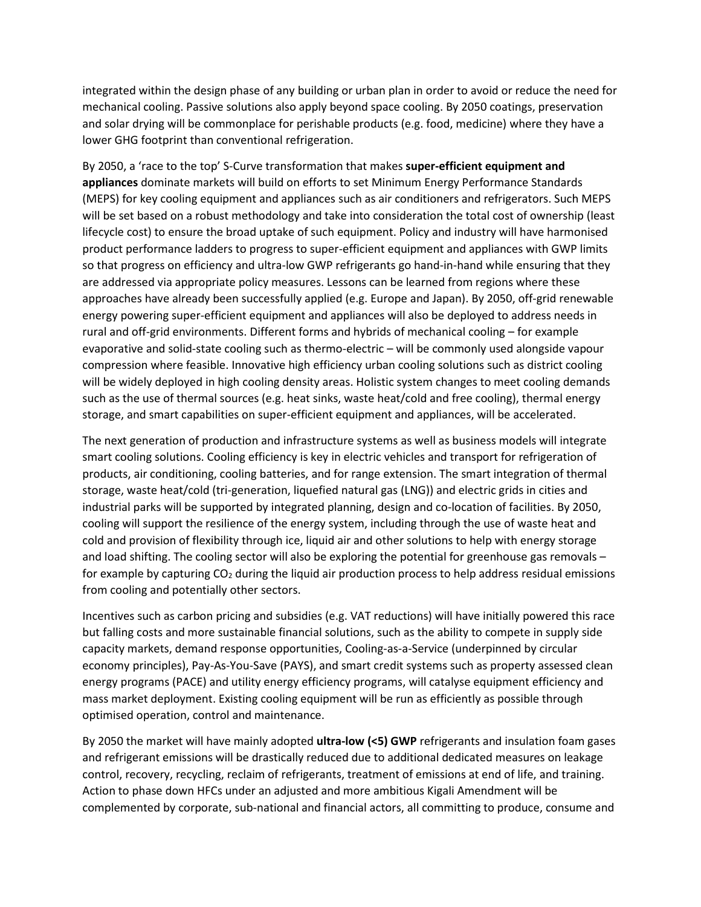integrated within the design phase of any building or urban plan in order to avoid or reduce the need for mechanical cooling. Passive solutions also apply beyond space cooling. By 2050 coatings, preservation and solar drying will be commonplace for perishable products (e.g. food, medicine) where they have a lower GHG footprint than conventional refrigeration.

By 2050, a 'race to the top' S-Curve transformation that makes **super-efficient equipment and appliances** dominate markets will build on efforts to set Minimum Energy Performance Standards (MEPS) for key cooling equipment and appliances such as air conditioners and refrigerators. Such MEPS will be set based on a robust methodology and take into consideration the total cost of ownership (least lifecycle cost) to ensure the broad uptake of such equipment. Policy and industry will have harmonised product performance ladders to progress to super-efficient equipment and appliances with GWP limits so that progress on efficiency and ultra-low GWP refrigerants go hand-in-hand while ensuring that they are addressed via appropriate policy measures. Lessons can be learned from regions where these approaches have already been successfully applied (e.g. Europe and Japan). By 2050, off-grid renewable energy powering super-efficient equipment and appliances will also be deployed to address needs in rural and off-grid environments. Different forms and hybrids of mechanical cooling – for example evaporative and solid-state cooling such as thermo-electric – will be commonly used alongside vapour compression where feasible. Innovative high efficiency urban cooling solutions such as district cooling will be widely deployed in high cooling density areas. Holistic system changes to meet cooling demands such as the use of thermal sources (e.g. heat sinks, waste heat/cold and free cooling), thermal energy storage, and smart capabilities on super-efficient equipment and appliances, will be accelerated.

The next generation of production and infrastructure systems as well as business models will integrate smart cooling solutions. Cooling efficiency is key in electric vehicles and transport for refrigeration of products, air conditioning, cooling batteries, and for range extension. The smart integration of thermal storage, waste heat/cold (tri-generation, liquefied natural gas (LNG)) and electric grids in cities and industrial parks will be supported by integrated planning, design and co-location of facilities. By 2050, cooling will support the resilience of the energy system, including through the use of waste heat and cold and provision of flexibility through ice, liquid air and other solutions to help with energy storage and load shifting. The cooling sector will also be exploring the potential for greenhouse gas removals – for example by capturing $CO_2$ during the liquid air production process to help address residual emissions from cooling and potentially other sectors.

Incentives such as carbon pricing and subsidies (e.g. VAT reductions) will have initially powered this race but falling costs and more sustainable financial solutions, such as the ability to compete in supply side capacity markets, demand response opportunities, Cooling-as-a-Service (underpinned by circular economy principles), Pay-As-You-Save (PAYS), and smart credit systems such as property assessed clean energy programs (PACE) and utility energy efficiency programs, will catalyse equipment efficiency and mass market deployment. Existing cooling equipment will be run as efficiently as possible through optimised operation, control and maintenance.

By 2050 the market will have mainly adopted **ultra-low (<5) GWP** refrigerants and insulation foam gases and refrigerant emissions will be drastically reduced due to additional dedicated measures on leakage control, recovery, recycling, reclaim of refrigerants, treatment of emissions at end of life, and training. Action to phase down HFCs under an adjusted and more ambitious Kigali Amendment will be complemented by corporate, sub-national and financial actors, all committing to produce, consume and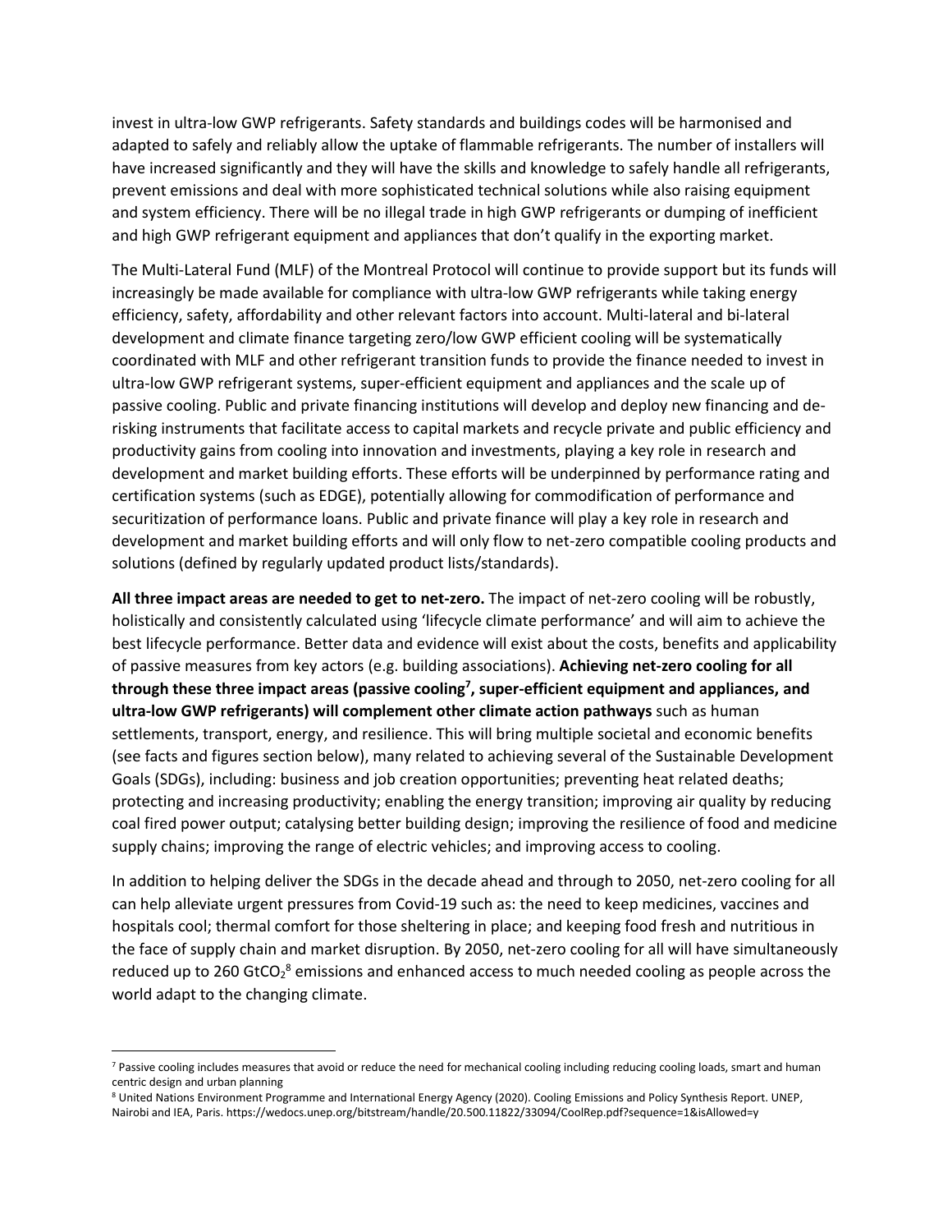invest in ultra-low GWP refrigerants. Safety standards and buildings codes will be harmonised and adapted to safely and reliably allow the uptake of flammable refrigerants. The number of installers will have increased significantly and they will have the skills and knowledge to safely handle all refrigerants, prevent emissions and deal with more sophisticated technical solutions while also raising equipment and system efficiency. There will be no illegal trade in high GWP refrigerants or dumping of inefficient and high GWP refrigerant equipment and appliances that don't qualify in the exporting market.

The Multi-Lateral Fund (MLF) of the Montreal Protocol will continue to provide support but its funds will increasingly be made available for compliance with ultra-low GWP refrigerants while taking energy efficiency, safety, affordability and other relevant factors into account. Multi-lateral and bi-lateral development and climate finance targeting zero/low GWP efficient cooling will be systematically coordinated with MLF and other refrigerant transition funds to provide the finance needed to invest in ultra-low GWP refrigerant systems, super-efficient equipment and appliances and the scale up of passive cooling. Public and private financing institutions will develop and deploy new financing and de-risking instruments that facilitate access to capital markets and recycle private and public efficiency and productivity gains from cooling into innovation and investments, playing a key role in research and development and market building efforts. These efforts will be underpinned by performance rating and certification systems (such as EDGE), potentially allowing for commodification of performance and securitization of performance loans. Public and private finance will play a key role in research and development and market building efforts and will only flow to net-zero compatible cooling products and solutions (defined by regularly updated product lists/standards).

**All three impact areas are needed to get to net-zero.** The impact of net-zero cooling will be robustly, holistically and consistently calculated using 'lifecycle climate performance' and will aim to achieve the best lifecycle performance. Better data and evidence will exist about the costs, benefits and applicability of passive measures from key actors (e.g. building associations). **Achieving net-zero cooling for all through these three impact areas (passive cooling[7], super-efficient equipment and appliances, and ultra-low GWP refrigerants) will complement other climate action pathways** such as human settlements, transport, energy, and resilience. This will bring multiple societal and economic benefits (see facts and figures section below), many related to achieving several of the Sustainable Development Goals (SDGs), including: business and job creation opportunities; preventing heat related deaths; protecting and increasing productivity; enabling the energy transition; improving air quality by reducing coal fired power output; catalysing better building design; improving the resilience of food and medicine supply chains; improving the range of electric vehicles; and improving access to cooling.

In addition to helping deliver the SDGs in the decade ahead and through to 2050, net-zero cooling for all can help alleviate urgent pressures from Covid-19 such as: the need to keep medicines, vaccines and hospitals cool; thermal comfort for those sheltering in place; and keeping food fresh and nutritious in the face of supply chain and market disruption. By 2050, net-zero cooling for all will have simultaneously reduced up to 260 $GtCO_2$[8] emissions and enhanced access to much needed cooling as people across the world adapt to the changing climate.

---

[7] Passive cooling includes measures that avoid or reduce the need for mechanical cooling including reducing cooling loads, smart and human centric design and urban planning

[8] United Nations Environment Programme and International Energy Agency (2020). Cooling Emissions and Policy Synthesis Report. UNEP, Nairobi and IEA, Paris. https://wedocs.unep.org/bitstream/handle/20.500.11822/33094/CoolRep.pdf?sequence=1&isAllowed=y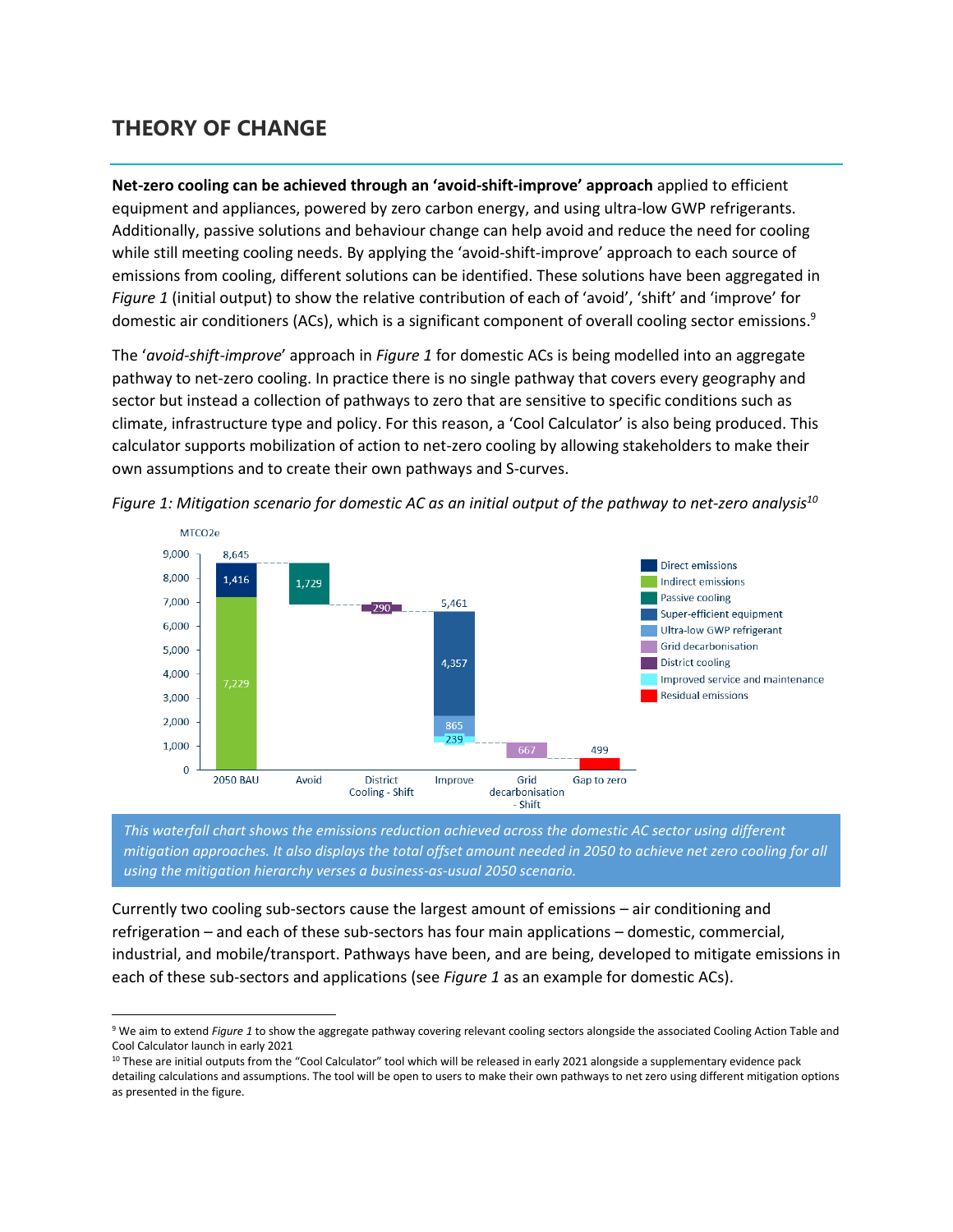## THEORY OF CHANGE

**Net-zero cooling can be achieved through an 'avoid-shift-improve' approach** applied to efficient equipment and appliances, powered by zero carbon energy, and using ultra-low GWP refrigerants. Additionally, passive solutions and behaviour change can help avoid and reduce the need for cooling while still meeting cooling needs. By applying the 'avoid-shift-improve' approach to each source of emissions from cooling, different solutions can be identified. These solutions have been aggregated in *Figure 1* (initial output) to show the relative contribution of each of 'avoid', 'shift' and 'improve' for domestic air conditioners (ACs), which is a significant component of overall cooling sector emissions.[9]

The '*avoid-shift-improve*' approach in *Figure 1* for domestic ACs is being modelled into an aggregate pathway to net-zero cooling. In practice there is no single pathway that covers every geography and sector but instead a collection of pathways to zero that are sensitive to specific conditions such as climate, infrastructure type and policy. For this reason, a 'Cool Calculator' is also being produced. This calculator supports mobilization of action to net-zero cooling by allowing stakeholders to make their own assumptions and to create their own pathways and S-curves.

*Figure 1: Mitigation scenario for domestic AC as an initial output of the pathway to net-zero analysis[10]*

MTCO2e

| | 2050 BAU | Avoid | District Cooling - Shift | Improve | Grid decarbonisation - Shift | Gap to zero |
|---|---|---|---|---|---|---|
| Total | 8,645 | | | 5,461 | | |
| Direct emissions | 1,416 | | | | | |
| Indirect emissions | 7,229 | | | | | |
| Passive cooling | | 1,729 | | | | |
| District cooling | | | 290 | | | |
| Super-efficient equipment | | | | 4,357 | | |
| Ultra-low GWP refrigerant | | | | 865 | | |
| Improved service and maintenance | | | | 239 | | |
| Grid decarbonisation | | | | | 667 | |
| Residual emissions | | | | | | 499 |

*This waterfall chart shows the emissions reduction achieved across the domestic AC sector using different mitigation approaches. It also displays the total offset amount needed in 2050 to achieve net zero cooling for all using the mitigation hierarchy verses a business-as-usual 2050 scenario.*

Currently two cooling sub-sectors cause the largest amount of emissions – air conditioning and refrigeration – and each of these sub-sectors has four main applications – domestic, commercial, industrial, and mobile/transport. Pathways have been, and are being, developed to mitigate emissions in each of these sub-sectors and applications (see *Figure 1* as an example for domestic ACs).

[9] We aim to extend *Figure 1* to show the aggregate pathway covering relevant cooling sectors alongside the associated Cooling Action Table and Cool Calculator launch in early 2021

[10] These are initial outputs from the "Cool Calculator" tool which will be released in early 2021 alongside a supplementary evidence pack detailing calculations and assumptions. The tool will be open to users to make their own pathways to net zero using different mitigation options as presented in the figure.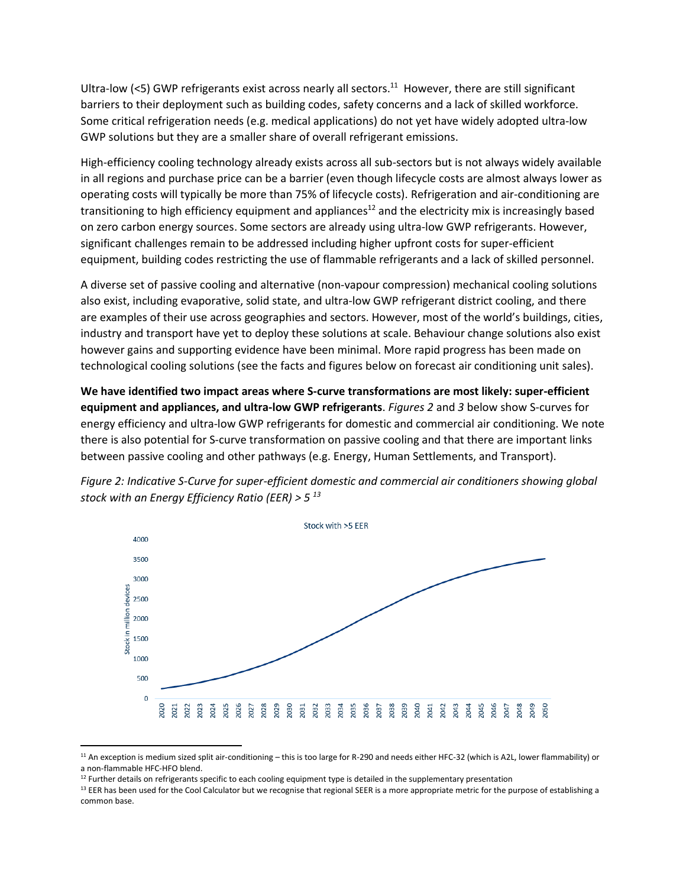Ultra-low (<5) GWP refrigerants exist across nearly all sectors.[11] However, there are still significant barriers to their deployment such as building codes, safety concerns and a lack of skilled workforce. Some critical refrigeration needs (e.g. medical applications) do not yet have widely adopted ultra-low GWP solutions but they are a smaller share of overall refrigerant emissions.

High-efficiency cooling technology already exists across all sub-sectors but is not always widely available in all regions and purchase price can be a barrier (even though lifecycle costs are almost always lower as operating costs will typically be more than 75% of lifecycle costs). Refrigeration and air-conditioning are transitioning to high efficiency equipment and appliances[12] and the electricity mix is increasingly based on zero carbon energy sources. Some sectors are already using ultra-low GWP refrigerants. However, significant challenges remain to be addressed including higher upfront costs for super-efficient equipment, building codes restricting the use of flammable refrigerants and a lack of skilled personnel.

A diverse set of passive cooling and alternative (non-vapour compression) mechanical cooling solutions also exist, including evaporative, solid state, and ultra-low GWP refrigerant district cooling, and there are examples of their use across geographies and sectors. However, most of the world's buildings, cities, industry and transport have yet to deploy these solutions at scale. Behaviour change solutions also exist however gains and supporting evidence have been minimal. More rapid progress has been made on technological cooling solutions (see the facts and figures below on forecast air conditioning unit sales).

**We have identified two impact areas where S-curve transformations are most likely: super-efficient equipment and appliances, and ultra-low GWP refrigerants**. *Figures 2* and *3* below show S-curves for energy efficiency and ultra-low GWP refrigerants for domestic and commercial air conditioning. We note there is also potential for S-curve transformation on passive cooling and that there are important links between passive cooling and other pathways (e.g. Energy, Human Settlements, and Transport).

*Figure 2: Indicative S-Curve for super-efficient domestic and commercial air conditioners showing global stock with an Energy Efficiency Ratio (EER) > 5* [13]

---

[11] An exception is medium sized split air-conditioning – this is too large for R-290 and needs either HFC-32 (which is A2L, lower flammability) or a non-flammable HFC-HFO blend.

[12] Further details on refrigerants specific to each cooling equipment type is detailed in the supplementary presentation

[13] EER has been used for the Cool Calculator but we recognise that regional SEER is a more appropriate metric for the purpose of establishing a common base.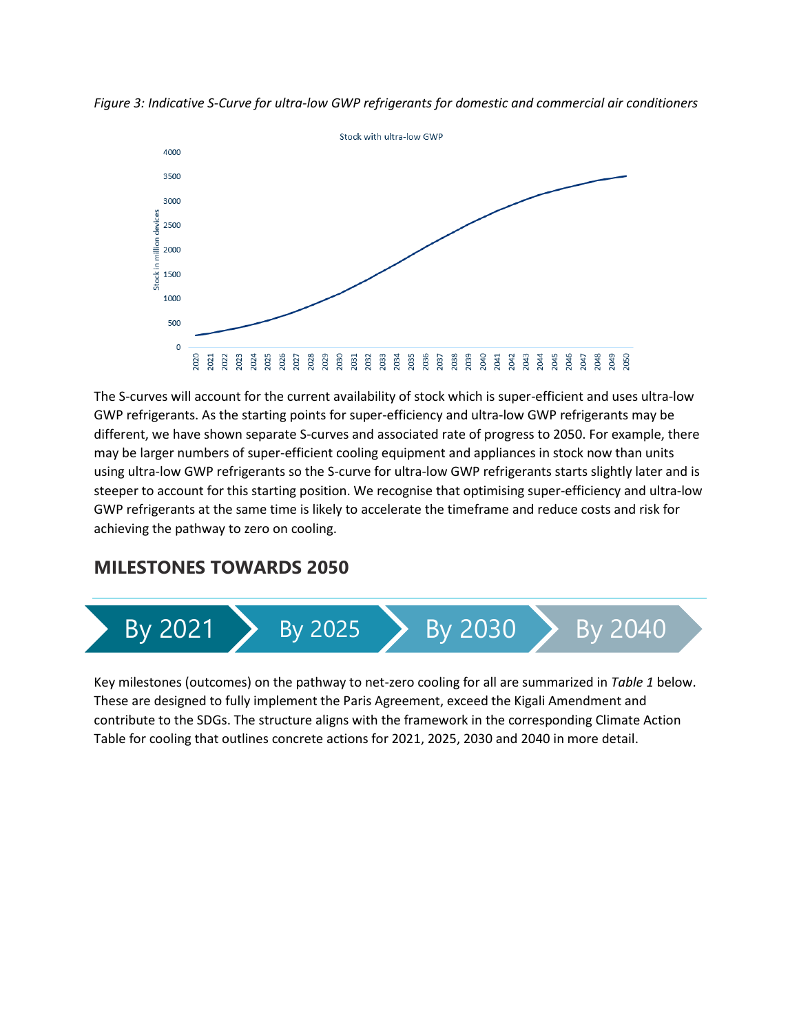*Figure 3: Indicative S-Curve for ultra-low GWP refrigerants for domestic and commercial air conditioners*

The S-curves will account for the current availability of stock which is super-efficient and uses ultra-low GWP refrigerants. As the starting points for super-efficiency and ultra-low GWP refrigerants may be different, we have shown separate S-curves and associated rate of progress to 2050. For example, there may be larger numbers of super-efficient cooling equipment and appliances in stock now than units using ultra-low GWP refrigerants so the S-curve for ultra-low GWP refrigerants starts slightly later and is steeper to account for this starting position. We recognise that optimising super-efficiency and ultra-low GWP refrigerants at the same time is likely to accelerate the timeframe and reduce costs and risk for achieving the pathway to zero on cooling.

## MILESTONES TOWARDS 2050

By 2021 › By 2025 › By 2030 › By 2040

Key milestones (outcomes) on the pathway to net-zero cooling for all are summarized in *Table 1* below. These are designed to fully implement the Paris Agreement, exceed the Kigali Amendment and contribute to the SDGs. The structure aligns with the framework in the corresponding Climate Action Table for cooling that outlines concrete actions for 2021, 2025, 2030 and 2040 in more detail.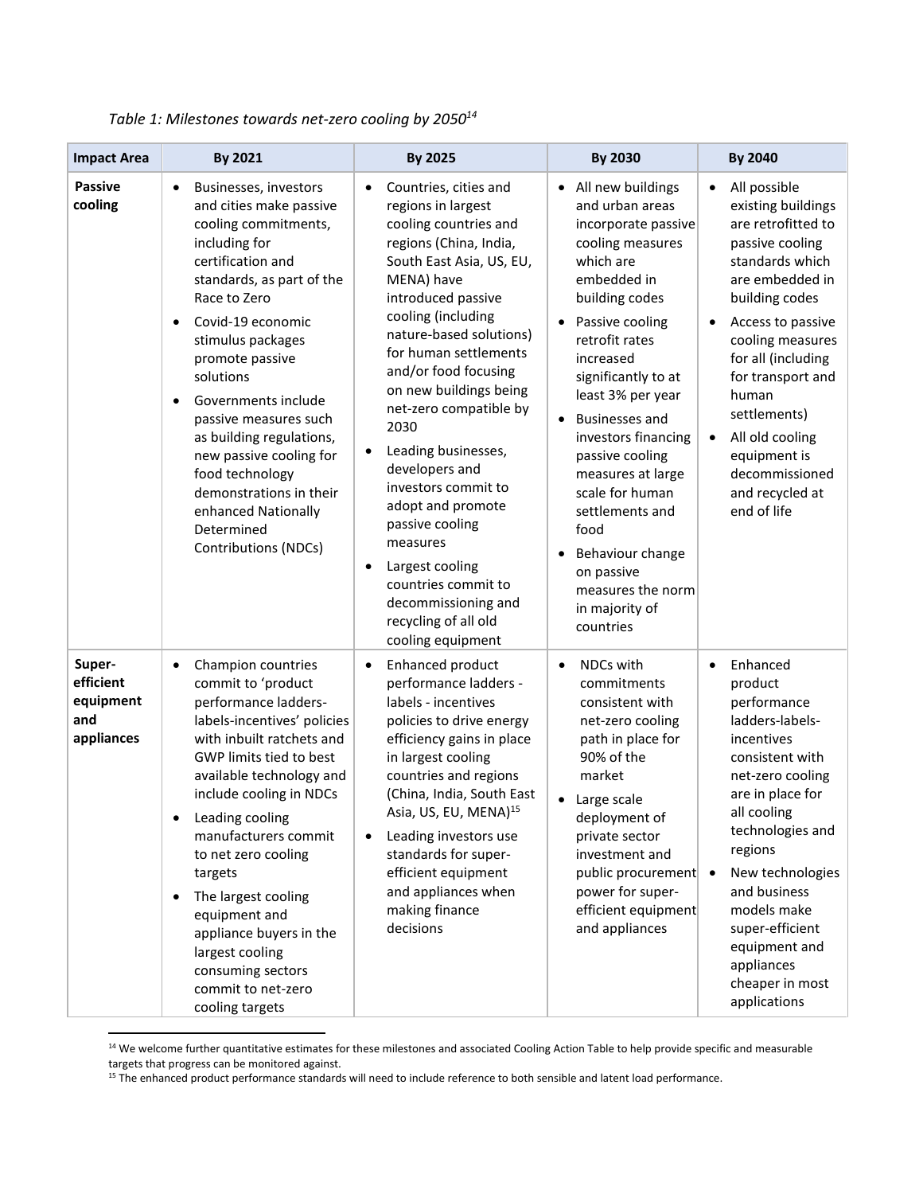*Table 1: Milestones towards net-zero cooling by 2050[14]*

| Impact Area | By 2021 | By 2025 | By 2030 | By 2040 |
|---|---|---|---|---|
| **Passive cooling** | • Businesses, investors and cities make passive cooling commitments, including for certification and standards, as part of the Race to Zero<br>• Covid-19 economic stimulus packages promote passive solutions<br>• Governments include passive measures such as building regulations, new passive cooling for food technology demonstrations in their enhanced Nationally Determined Contributions (NDCs) | • Countries, cities and regions in largest cooling countries and regions (China, India, South East Asia, US, EU, MENA) have introduced passive cooling (including nature-based solutions) for human settlements and/or food focusing on new buildings being net-zero compatible by 2030<br>• Leading businesses, developers and investors commit to adopt and promote passive cooling measures<br>• Largest cooling countries commit to decommissioning and recycling of all old cooling equipment | • All new buildings and urban areas incorporate passive cooling measures which are embedded in building codes<br>• Passive cooling retrofit rates increased significantly to at least 3% per year<br>• Businesses and investors financing passive cooling measures at large scale for human settlements and food<br>• Behaviour change on passive measures the norm in majority of countries | • All possible existing buildings are retrofitted to passive cooling standards which are embedded in building codes<br>• Access to passive cooling measures for all (including for transport and human settlements)<br>• All old cooling equipment is decommissioned and recycled at end of life |
| **Super-efficient equipment and appliances** | • Champion countries commit to 'product performance ladders-labels-incentives' policies with inbuilt ratchets and GWP limits tied to best available technology and include cooling in NDCs<br>• Leading cooling manufacturers commit to net zero cooling targets<br>• The largest cooling equipment and appliance buyers in the largest cooling consuming sectors commit to net-zero cooling targets | • Enhanced product performance ladders - labels - incentives policies to drive energy efficiency gains in place in largest cooling countries and regions (China, India, South East Asia, US, EU, MENA)[15]<br>• Leading investors use standards for super-efficient equipment and appliances when making finance decisions | • NDCs with commitments consistent with net-zero cooling path in place for 90% of the market<br>• Large scale deployment of private sector investment and public procurement power for super-efficient equipment and appliances | • Enhanced product performance ladders-labels-incentives consistent with net-zero cooling are in place for all cooling technologies and regions<br>• New technologies and business models make super-efficient equipment and appliances cheaper in most applications |

[14] We welcome further quantitative estimates for these milestones and associated Cooling Action Table to help provide specific and measurable targets that progress can be monitored against.

[15] The enhanced product performance standards will need to include reference to both sensible and latent load performance.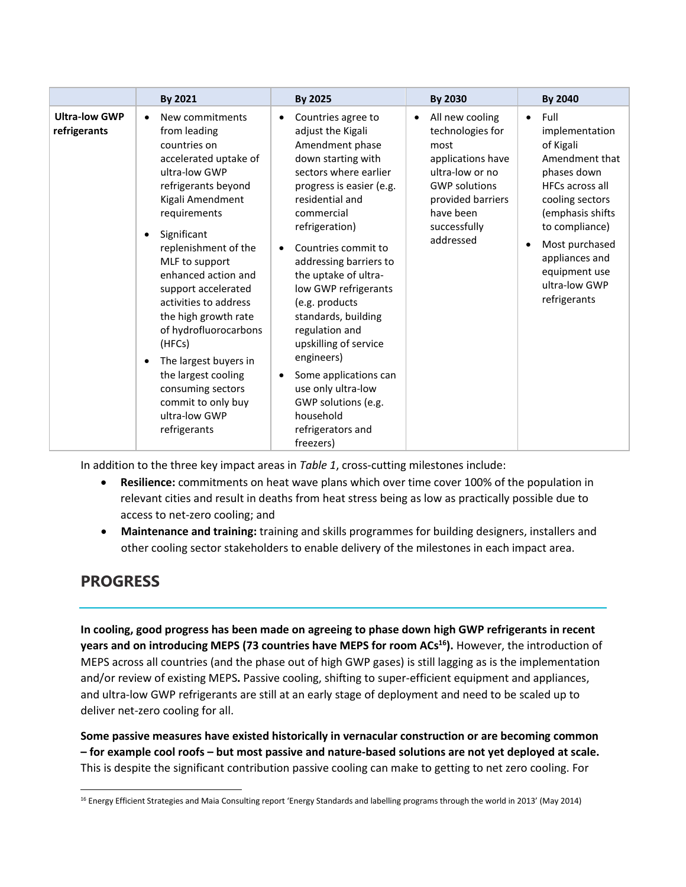| | By 2021 | By 2025 | By 2030 | By 2040 |
|---|---|---|---|---|
| **Ultra-low GWP refrigerants** | • New commitments from leading countries on accelerated uptake of ultra-low GWP refrigerants beyond Kigali Amendment requirements<br>• Significant replenishment of the MLF to support enhanced action and support accelerated activities to address the high growth rate of hydrofluorocarbons (HFCs)<br>• The largest buyers in the largest cooling consuming sectors commit to only buy ultra-low GWP refrigerants | • Countries agree to adjust the Kigali Amendment phase down starting with sectors where earlier progress is easier (e.g. residential and commercial refrigeration)<br>• Countries commit to addressing barriers to the uptake of ultra-low GWP refrigerants (e.g. products standards, building regulation and upskilling of service engineers)<br>• Some applications can use only ultra-low GWP solutions (e.g. household refrigerators and freezers) | • All new cooling technologies for most applications have ultra-low or no GWP solutions provided barriers have been successfully addressed | • Full implementation of Kigali Amendment that phases down HFCs across all cooling sectors (emphasis shifts to compliance)<br>• Most purchased appliances and equipment use ultra-low GWP refrigerants |

In addition to the three key impact areas in *Table 1*, cross-cutting milestones include:

- **Resilience:** commitments on heat wave plans which over time cover 100% of the population in relevant cities and result in deaths from heat stress being as low as practically possible due to access to net-zero cooling; and
- **Maintenance and training:** training and skills programmes for building designers, installers and other cooling sector stakeholders to enable delivery of the milestones in each impact area.

## PROGRESS

**In cooling, good progress has been made on agreeing to phase down high GWP refrigerants in recent years and on introducing MEPS (73 countries have MEPS for room ACs[16]).** However, the introduction of MEPS across all countries (and the phase out of high GWP gases) is still lagging as is the implementation and/or review of existing MEPS**.** Passive cooling, shifting to super-efficient equipment and appliances, and ultra-low GWP refrigerants are still at an early stage of deployment and need to be scaled up to deliver net-zero cooling for all.

**Some passive measures have existed historically in vernacular construction or are becoming common – for example cool roofs – but most passive and nature-based solutions are not yet deployed at scale.** This is despite the significant contribution passive cooling can make to getting to net zero cooling. For

[16] Energy Efficient Strategies and Maia Consulting report 'Energy Standards and labelling programs through the world in 2013' (May 2014)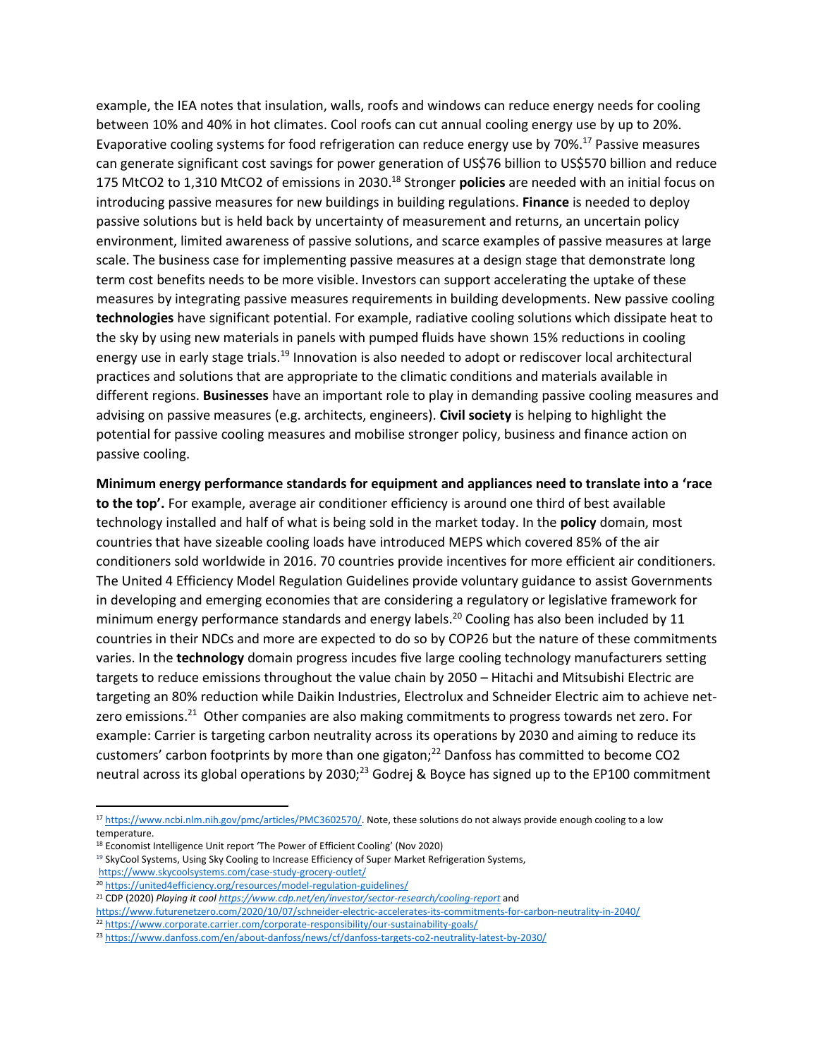example, the IEA notes that insulation, walls, roofs and windows can reduce energy needs for cooling between 10% and 40% in hot climates. Cool roofs can cut annual cooling energy use by up to 20%. Evaporative cooling systems for food refrigeration can reduce energy use by 70%.[17] Passive measures can generate significant cost savings for power generation of US$76 billion to US$570 billion and reduce 175 MtCO2 to 1,310 MtCO2 of emissions in 2030.[18] Stronger **policies** are needed with an initial focus on introducing passive measures for new buildings in building regulations. **Finance** is needed to deploy passive solutions but is held back by uncertainty of measurement and returns, an uncertain policy environment, limited awareness of passive solutions, and scarce examples of passive measures at large scale. The business case for implementing passive measures at a design stage that demonstrate long term cost benefits needs to be more visible. Investors can support accelerating the uptake of these measures by integrating passive measures requirements in building developments. New passive cooling **technologies** have significant potential. For example, radiative cooling solutions which dissipate heat to the sky by using new materials in panels with pumped fluids have shown 15% reductions in cooling energy use in early stage trials.[19] Innovation is also needed to adopt or rediscover local architectural practices and solutions that are appropriate to the climatic conditions and materials available in different regions. **Businesses** have an important role to play in demanding passive cooling measures and advising on passive measures (e.g. architects, engineers). **Civil society** is helping to highlight the potential for passive cooling measures and mobilise stronger policy, business and finance action on passive cooling.

**Minimum energy performance standards for equipment and appliances need to translate into a 'race to the top'.** For example, average air conditioner efficiency is around one third of best available technology installed and half of what is being sold in the market today. In the **policy** domain, most countries that have sizeable cooling loads have introduced MEPS which covered 85% of the air conditioners sold worldwide in 2016. 70 countries provide incentives for more efficient air conditioners. The United 4 Efficiency Model Regulation Guidelines provide voluntary guidance to assist Governments in developing and emerging economies that are considering a regulatory or legislative framework for minimum energy performance standards and energy labels.[20] Cooling has also been included by 11 countries in their NDCs and more are expected to do so by COP26 but the nature of these commitments varies. In the **technology** domain progress incudes five large cooling technology manufacturers setting targets to reduce emissions throughout the value chain by 2050 – Hitachi and Mitsubishi Electric are targeting an 80% reduction while Daikin Industries, Electrolux and Schneider Electric aim to achieve net-zero emissions.[21] Other companies are also making commitments to progress towards net zero. For example: Carrier is targeting carbon neutrality across its operations by 2030 and aiming to reduce its customers' carbon footprints by more than one gigaton;[22] Danfoss has committed to become CO2 neutral across its global operations by 2030;[23] Godrej & Boyce has signed up to the EP100 commitment

---

[17] https://www.ncbi.nlm.nih.gov/pmc/articles/PMC3602570/. Note, these solutions do not always provide enough cooling to a low temperature.

[18] Economist Intelligence Unit report 'The Power of Efficient Cooling' (Nov 2020)

[19] SkyCool Systems, Using Sky Cooling to Increase Efficiency of Super Market Refrigeration Systems, https://www.skycoolsystems.com/case-study-grocery-outlet/

[20] https://united4efficiency.org/resources/model-regulation-guidelines/

[21] CDP (2020) *Playing it cool* *https://www.cdp.net/en/investor/sector-research/cooling-report* and https://www.futurenetzero.com/2020/10/07/schneider-electric-accelerates-its-commitments-for-carbon-neutrality-in-2040/

[22] https://www.corporate.carrier.com/corporate-responsibility/our-sustainability-goals/

[23] https://www.danfoss.com/en/about-danfoss/news/cf/danfoss-targets-co2-neutrality-latest-by-2030/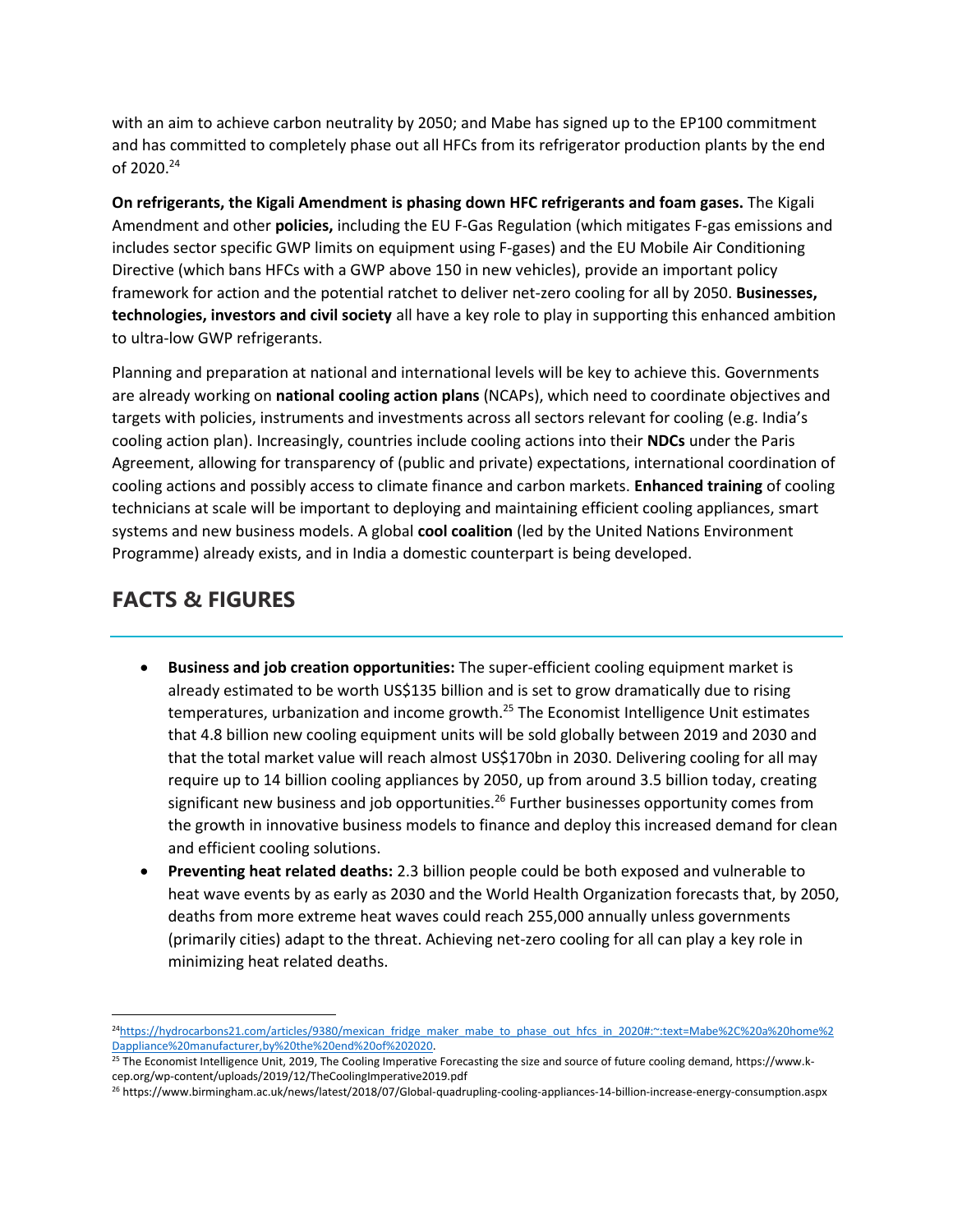with an aim to achieve carbon neutrality by 2050; and Mabe has signed up to the EP100 commitment and has committed to completely phase out all HFCs from its refrigerator production plants by the end of 2020.[24]

**On refrigerants, the Kigali Amendment is phasing down HFC refrigerants and foam gases.** The Kigali Amendment and other **policies,** including the EU F-Gas Regulation (which mitigates F-gas emissions and includes sector specific GWP limits on equipment using F-gases) and the EU Mobile Air Conditioning Directive (which bans HFCs with a GWP above 150 in new vehicles), provide an important policy framework for action and the potential ratchet to deliver net-zero cooling for all by 2050. **Businesses, technologies, investors and civil society** all have a key role to play in supporting this enhanced ambition to ultra-low GWP refrigerants.

Planning and preparation at national and international levels will be key to achieve this. Governments are already working on **national cooling action plans** (NCAPs), which need to coordinate objectives and targets with policies, instruments and investments across all sectors relevant for cooling (e.g. India's cooling action plan). Increasingly, countries include cooling actions into their **NDCs** under the Paris Agreement, allowing for transparency of (public and private) expectations, international coordination of cooling actions and possibly access to climate finance and carbon markets. **Enhanced training** of cooling technicians at scale will be important to deploying and maintaining efficient cooling appliances, smart systems and new business models. A global **cool coalition** (led by the United Nations Environment Programme) already exists, and in India a domestic counterpart is being developed.

## FACTS & FIGURES

- **Business and job creation opportunities:** The super-efficient cooling equipment market is already estimated to be worth US$135 billion and is set to grow dramatically due to rising temperatures, urbanization and income growth.[25] The Economist Intelligence Unit estimates that 4.8 billion new cooling equipment units will be sold globally between 2019 and 2030 and that the total market value will reach almost US$170bn in 2030. Delivering cooling for all may require up to 14 billion cooling appliances by 2050, up from around 3.5 billion today, creating significant new business and job opportunities.[26] Further businesses opportunity comes from the growth in innovative business models to finance and deploy this increased demand for clean and efficient cooling solutions.
- **Preventing heat related deaths:** 2.3 billion people could be both exposed and vulnerable to heat wave events by as early as 2030 and the World Health Organization forecasts that, by 2050, deaths from more extreme heat waves could reach 255,000 annually unless governments (primarily cities) adapt to the threat. Achieving net-zero cooling for all can play a key role in minimizing heat related deaths.

---

[24] https://hydrocarbons21.com/articles/9380/mexican_fridge_maker_mabe_to_phase_out_hfcs_in_2020#:~:text=Mabe%2C%20a%20home%2Dappliance%20manufacturer,by%20the%20end%20of%202020.

[25] The Economist Intelligence Unit, 2019, The Cooling Imperative Forecasting the size and source of future cooling demand, https://www.k-cep.org/wp-content/uploads/2019/12/TheCoolingImperative2019.pdf

[26] https://www.birmingham.ac.uk/news/latest/2018/07/Global-quadrupling-cooling-appliances-14-billion-increase-energy-consumption.aspx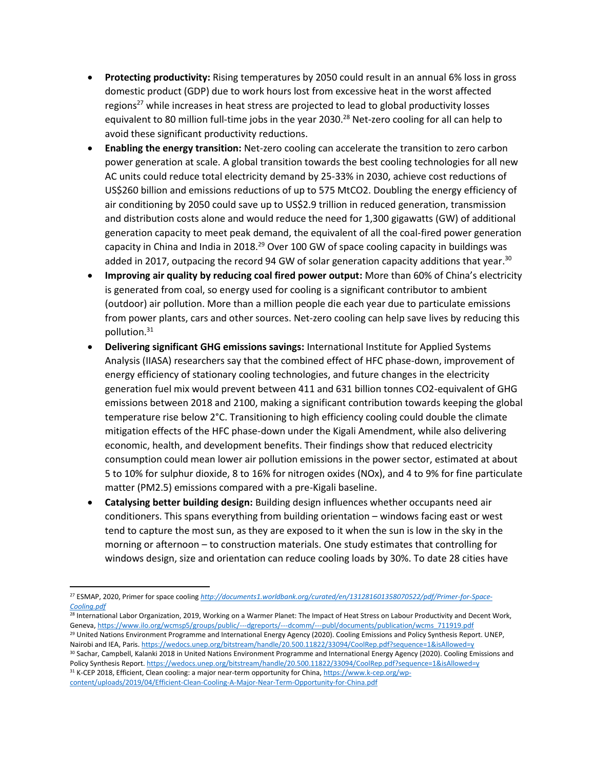- **Protecting productivity:** Rising temperatures by 2050 could result in an annual 6% loss in gross domestic product (GDP) due to work hours lost from excessive heat in the worst affected regions[27] while increases in heat stress are projected to lead to global productivity losses equivalent to 80 million full-time jobs in the year 2030.[28] Net-zero cooling for all can help to avoid these significant productivity reductions.
- **Enabling the energy transition:** Net-zero cooling can accelerate the transition to zero carbon power generation at scale. A global transition towards the best cooling technologies for all new AC units could reduce total electricity demand by 25-33% in 2030, achieve cost reductions of US$260 billion and emissions reductions of up to 575 $MtCO_2$. Doubling the energy efficiency of air conditioning by 2050 could save up to US$2.9 trillion in reduced generation, transmission and distribution costs alone and would reduce the need for 1,300 gigawatts (GW) of additional generation capacity to meet peak demand, the equivalent of all the coal-fired power generation capacity in China and India in 2018.[29] Over 100 GW of space cooling capacity in buildings was added in 2017, outpacing the record 94 GW of solar generation capacity additions that year.[30]
- **Improving air quality by reducing coal fired power output:** More than 60% of China's electricity is generated from coal, so energy used for cooling is a significant contributor to ambient (outdoor) air pollution. More than a million people die each year due to particulate emissions from power plants, cars and other sources. Net-zero cooling can help save lives by reducing this pollution.[31]
- **Delivering significant GHG emissions savings:** International Institute for Applied Systems Analysis (IIASA) researchers say that the combined effect of HFC phase-down, improvement of energy efficiency of stationary cooling technologies, and future changes in the electricity generation fuel mix would prevent between 411 and 631 billion tonnes $CO_2$-equivalent of GHG emissions between 2018 and 2100, making a significant contribution towards keeping the global temperature rise below 2°C. Transitioning to high efficiency cooling could double the climate mitigation effects of the HFC phase-down under the Kigali Amendment, while also delivering economic, health, and development benefits. Their findings show that reduced electricity consumption could mean lower air pollution emissions in the power sector, estimated at about 5 to 10% for sulphur dioxide, 8 to 16% for nitrogen oxides (NOx), and 4 to 9% for fine particulate matter (PM2.5) emissions compared with a pre-Kigali baseline.
- **Catalysing better building design:** Building design influences whether occupants need air conditioners. This spans everything from building orientation – windows facing east or west tend to capture the most sun, as they are exposed to it when the sun is low in the sky in the morning or afternoon – to construction materials. One study estimates that controlling for windows design, size and orientation can reduce cooling loads by 30%. To date 28 cities have

---

[27] ESMAP, 2020, Primer for space cooling *http://documents1.worldbank.org/curated/en/131281601358070522/pdf/Primer-for-Space-Cooling.pdf*

[28] International Labor Organization, 2019, Working on a Warmer Planet: The Impact of Heat Stress on Labour Productivity and Decent Work, Geneva, https://www.ilo.org/wcmsp5/groups/public/---dgreports/---dcomm/---publ/documents/publication/wcms_711919.pdf

[29] United Nations Environment Programme and International Energy Agency (2020). Cooling Emissions and Policy Synthesis Report. UNEP, Nairobi and IEA, Paris. https://wedocs.unep.org/bitstream/handle/20.500.11822/33094/CoolRep.pdf?sequence=1&isAllowed=y

[30] Sachar, Campbell, Kalanki 2018 in United Nations Environment Programme and International Energy Agency (2020). Cooling Emissions and Policy Synthesis Report. https://wedocs.unep.org/bitstream/handle/20.500.11822/33094/CoolRep.pdf?sequence=1&isAllowed=y

[31] K-CEP 2018, Efficient, Clean cooling: a major near-term opportunity for China, https://www.k-cep.org/wp-content/uploads/2019/04/Efficient-Clean-Cooling-A-Major-Near-Term-Opportunity-for-China.pdf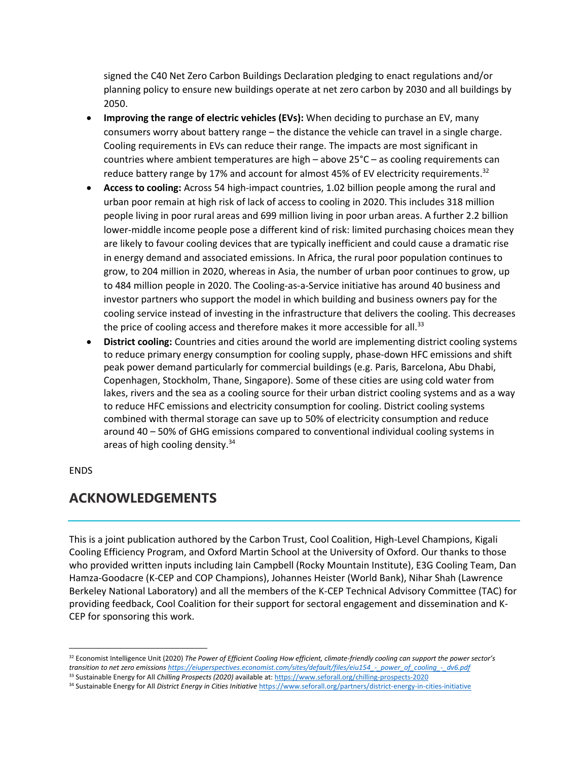signed the C40 Net Zero Carbon Buildings Declaration pledging to enact regulations and/or planning policy to ensure new buildings operate at net zero carbon by 2030 and all buildings by 2050.

- **Improving the range of electric vehicles (EVs):** When deciding to purchase an EV, many consumers worry about battery range – the distance the vehicle can travel in a single charge. Cooling requirements in EVs can reduce their range. The impacts are most significant in countries where ambient temperatures are high – above 25°C – as cooling requirements can reduce battery range by 17% and account for almost 45% of EV electricity requirements.[32]
- **Access to cooling:** Across 54 high-impact countries, 1.02 billion people among the rural and urban poor remain at high risk of lack of access to cooling in 2020. This includes 318 million people living in poor rural areas and 699 million living in poor urban areas. A further 2.2 billion lower-middle income people pose a different kind of risk: limited purchasing choices mean they are likely to favour cooling devices that are typically inefficient and could cause a dramatic rise in energy demand and associated emissions. In Africa, the rural poor population continues to grow, to 204 million in 2020, whereas in Asia, the number of urban poor continues to grow, up to 484 million people in 2020. The Cooling-as-a-Service initiative has around 40 business and investor partners who support the model in which building and business owners pay for the cooling service instead of investing in the infrastructure that delivers the cooling. This decreases the price of cooling access and therefore makes it more accessible for all.[33]
- **District cooling:** Countries and cities around the world are implementing district cooling systems to reduce primary energy consumption for cooling supply, phase-down HFC emissions and shift peak power demand particularly for commercial buildings (e.g. Paris, Barcelona, Abu Dhabi, Copenhagen, Stockholm, Thane, Singapore). Some of these cities are using cold water from lakes, rivers and the sea as a cooling source for their urban district cooling systems and as a way to reduce HFC emissions and electricity consumption for cooling. District cooling systems combined with thermal storage can save up to 50% of electricity consumption and reduce around 40 – 50% of GHG emissions compared to conventional individual cooling systems in areas of high cooling density.[34]

ENDS

## ACKNOWLEDGEMENTS

This is a joint publication authored by the Carbon Trust, Cool Coalition, High-Level Champions, Kigali Cooling Efficiency Program, and Oxford Martin School at the University of Oxford. Our thanks to those who provided written inputs including Iain Campbell (Rocky Mountain Institute), E3G Cooling Team, Dan Hamza-Goodacre (K-CEP and COP Champions), Johannes Heister (World Bank), Nihar Shah (Lawrence Berkeley National Laboratory) and all the members of the K-CEP Technical Advisory Committee (TAC) for providing feedback, Cool Coalition for their support for sectoral engagement and dissemination and K-CEP for sponsoring this work.

---

[32] Economist Intelligence Unit (2020) *The Power of Efficient Cooling How efficient, climate-friendly cooling can support the power sector's transition to net zero emissions https://eiuperspectives.economist.com/sites/default/files/eiu154_-_power_of_cooling_-_dv6.pdf*

[33] Sustainable Energy for All *Chilling Prospects (2020)* available at: https://www.seforall.org/chilling-prospects-2020

[34] Sustainable Energy for All *District Energy in Cities Initiative* https://www.seforall.org/partners/district-energy-in-cities-initiative